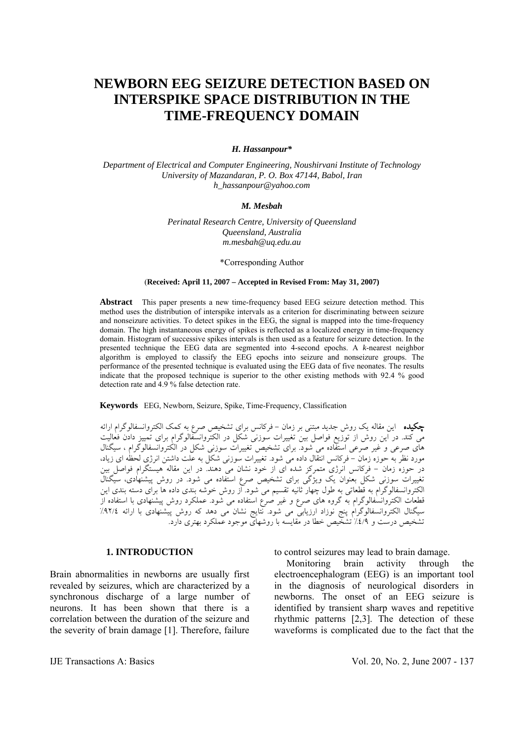# NEWBORN EEG SEIZURE DETECTION BASED ON INTERSPIKE SPACE DISTRIBUTION IN THE TIME-FREQUENCY DOMAIN

***H. Hassanpour****

*Department of Electrical and Computer Engineering, Noushirvani Institute of Technology*
*University of Mazandaran, P. O. Box 47144, Babol, Iran*
*h_hassanpour@yahoo.com*

***M. Mesbah***

*Perinatal Research Centre, University of Queensland*
*Queensland, Australia*
*m.mesbah@uq.edu.au*

*Corresponding Author

(**Received: April 11, 2007 – Accepted in Revised From: May 31, 2007**)

**Abstract** This paper presents a new time-frequency based EEG seizure detection method. This method uses the distribution of interspike intervals as a criterion for discriminating between seizure and nonseizure activities. To detect spikes in the EEG, the signal is mapped into the time-frequency domain. The high instantaneous energy of spikes is reflected as a localized energy in time-frequency domain. Histogram of successive spikes intervals is then used as a feature for seizure detection. In the presented technique the EEG data are segmented into 4-second epochs. A *k*-nearest neighbor algorithm is employed to classify the EEG epochs into seizure and nonseizure groups. The performance of the presented technique is evaluated using the EEG data of five neonates. The results indicate that the proposed technique is superior to the other existing methods with 92.4 % good detection rate and 4.9 % false detection rate.

**Keywords** EEG, Newborn, Seizure, Spike, Time-Frequency, Classification

**چکیده** این مقاله یک روش جدید مبتنی بر زمان – فرکانس برای تشخیص صرع به کمک الکتروانسفالوگرام ارائه می کند. در این روش از توزیع فواصل بین تغییرات سوزنی شکل در الکتروانسفالوگرام برای تمییز دادن فعالیت های صرعی و غیر صرعی استفاده می شود. برای تشخیص تغییرات سوزنی شکل در الکتروانسفالوگرام ، سیگنال مورد نظر به حوزه زمان – فرکانس انتقال داده می شود. تغییرات سوزنی شکل به علت داشتن انرژی لحظه ای زیاد، در حوزه زمان – فرکانس انرژی متمرکز شده ای از خود نشان می دهند. در این مقاله هیستوگرام فواصل بین تغییرات سوزنی شکل بعنوان یک ویژگی برای تشخیص صرع استفاده می شود. در روش پیشنهادی، سیگنال الکتروانسفالوگرام به قطعاتی به طول چهار ثانیه تقسیم می شود. از روش خوشه بندی داده ها برای دسته بندی این قطعات الکتروانسفالوگرام به گروه های صرع و غیر صرع استفاده می شود. عملکرد روش پیشنهادی با استفاده از سیگنال الکتروانسفالوگرام پنج نوزاد ارزیابی می شود. نتایج نشان می دهد که روش پیشنهادی با ارائه ۹۲/۴٪ تشخیص درست و ۴/۹٪ تشخیص خطا در مقایسه با روشهای موجود عملکرد بهتری دارد.

## 1. INTRODUCTION

Brain abnormalities in newborns are usually first revealed by seizures, which are characterized by a synchronous discharge of a large number of neurons. It has been shown that there is a correlation between the duration of the seizure and the severity of brain damage [1]. Therefore, failure to control seizures may lead to brain damage.

Monitoring brain activity through the electroencephalogram (EEG) is an important tool in the diagnosis of neurological disorders in newborns. The onset of an EEG seizure is identified by transient sharp waves and repetitive rhythmic patterns [2,3]. The detection of these waveforms is complicated due to the fact that the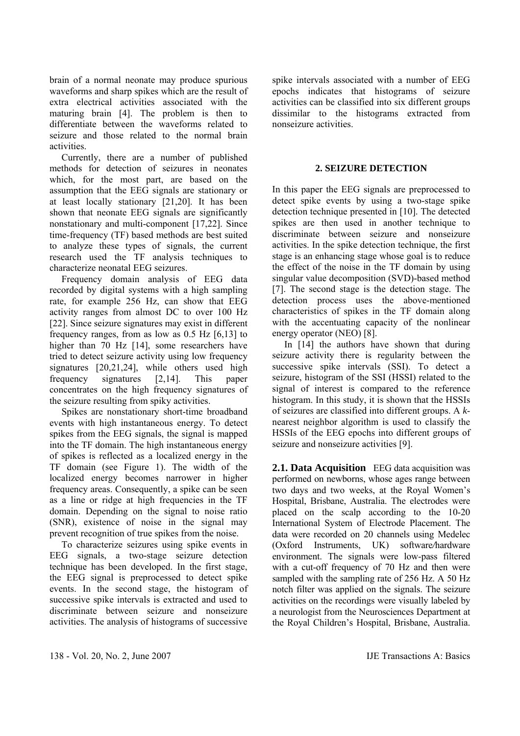brain of a normal neonate may produce spurious waveforms and sharp spikes which are the result of extra electrical activities associated with the maturing brain [4]. The problem is then to differentiate between the waveforms related to seizure and those related to the normal brain activities.

Currently, there are a number of published methods for detection of seizures in neonates which, for the most part, are based on the assumption that the EEG signals are stationary or at least locally stationary [21,20]. It has been shown that neonate EEG signals are significantly nonstationary and multi-component [17,22]. Since time-frequency (TF) based methods are best suited to analyze these types of signals, the current research used the TF analysis techniques to characterize neonatal EEG seizures.

Frequency domain analysis of EEG data recorded by digital systems with a high sampling rate, for example 256 Hz, can show that EEG activity ranges from almost DC to over 100 Hz [22]. Since seizure signatures may exist in different frequency ranges, from as low as 0.5 Hz [6,13] to higher than 70 Hz [14], some researchers have tried to detect seizure activity using low frequency signatures [20,21,24], while others used high frequency signatures [2,14]. This paper concentrates on the high frequency signatures of the seizure resulting from spiky activities.

Spikes are nonstationary short-time broadband events with high instantaneous energy. To detect spikes from the EEG signals, the signal is mapped into the TF domain. The high instantaneous energy of spikes is reflected as a localized energy in the TF domain (see Figure 1). The width of the localized energy becomes narrower in higher frequency areas. Consequently, a spike can be seen as a line or ridge at high frequencies in the TF domain. Depending on the signal to noise ratio (SNR), existence of noise in the signal may prevent recognition of true spikes from the noise.

To characterize seizures using spike events in EEG signals, a two-stage seizure detection technique has been developed. In the first stage, the EEG signal is preprocessed to detect spike events. In the second stage, the histogram of successive spike intervals is extracted and used to discriminate between seizure and nonseizure activities. The analysis of histograms of successive spike intervals associated with a number of EEG epochs indicates that histograms of seizure activities can be classified into six different groups dissimilar to the histograms extracted from nonseizure activities.

## 2. SEIZURE DETECTION

In this paper the EEG signals are preprocessed to detect spike events by using a two-stage spike detection technique presented in [10]. The detected spikes are then used in another technique to discriminate between seizure and nonseizure activities. In the spike detection technique, the first stage is an enhancing stage whose goal is to reduce the effect of the noise in the TF domain by using singular value decomposition (SVD)-based method [7]. The second stage is the detection stage. The detection process uses the above-mentioned characteristics of spikes in the TF domain along with the accentuating capacity of the nonlinear energy operator (NEO) [8].

In [14] the authors have shown that during seizure activity there is regularity between the successive spike intervals (SSI). To detect a seizure, histogram of the SSI (HSSI) related to the signal of interest is compared to the reference histogram. In this study, it is shown that the HSSIs of seizures are classified into different groups. A *k*-nearest neighbor algorithm is used to classify the HSSIs of the EEG epochs into different groups of seizure and nonseizure activities [9].

### 2.1. Data Acquisition

EEG data acquisition was performed on newborns, whose ages range between two days and two weeks, at the Royal Women's Hospital, Brisbane, Australia. The electrodes were placed on the scalp according to the 10-20 International System of Electrode Placement. The data were recorded on 20 channels using Medelec (Oxford Instruments, UK) software/hardware environment. The signals were low-pass filtered with a cut-off frequency of 70 Hz and then were sampled with the sampling rate of 256 Hz. A 50 Hz notch filter was applied on the signals. The seizure activities on the recordings were visually labeled by a neurologist from the Neurosciences Department at the Royal Children's Hospital, Brisbane, Australia.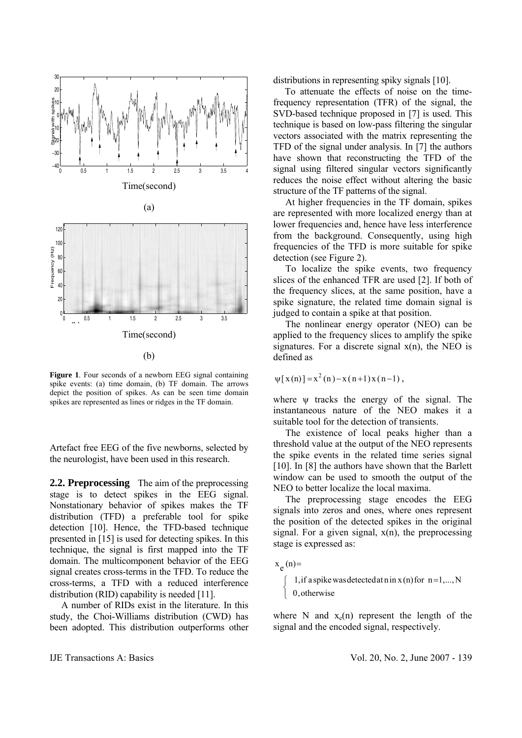Time(second)

(a)

Time(second)

(b)

**Figure 1**. Four seconds of a newborn EEG signal containing spike events: (a) time domain, (b) TF domain. The arrows depict the position of spikes. As can be seen time domain spikes are represented as lines or ridges in the TF domain.

Artefact free EEG of the five newborns, selected by the neurologist, have been used in this research.

## 2.2. Preprocessing

The aim of the preprocessing stage is to detect spikes in the EEG signal. Nonstationary behavior of spikes makes the TF distribution (TFD) a preferable tool for spike detection [10]. Hence, the TFD-based technique presented in [15] is used for detecting spikes. In this technique, the signal is first mapped into the TF domain. The multicomponent behavior of the EEG signal creates cross-terms in the TFD. To reduce the cross-terms, a TFD with a reduced interference distribution (RID) capability is needed [11].

A number of RIDs exist in the literature. In this study, the Choi-Williams distribution (CWD) has been adopted. This distribution outperforms other distributions in representing spiky signals [10].

To attenuate the effects of noise on the time-frequency representation (TFR) of the signal, the SVD-based technique proposed in [7] is used. This technique is based on low-pass filtering the singular vectors associated with the matrix representing the TFD of the signal under analysis. In [7] the authors have shown that reconstructing the TFD of the signal using filtered singular vectors significantly reduces the noise effect without altering the basic structure of the TF patterns of the signal.

At higher frequencies in the TF domain, spikes are represented with more localized energy than at lower frequencies and, hence have less interference from the background. Consequently, using high frequencies of the TFD is more suitable for spike detection (see Figure 2).

To localize the spike events, two frequency slices of the enhanced TFR are used [2]. If both of the frequency slices, at the same position, have a spike signature, the related time domain signal is judged to contain a spike at that position.

The nonlinear energy operator (NEO) can be applied to the frequency slices to amplify the spike signatures. For a discrete signal x(n), the NEO is defined as

$$\psi[x(n)] = x^2(n) - x(n+1)\,x(n-1),$$

where $\psi$ tracks the energy of the signal. The instantaneous nature of the NEO makes it a suitable tool for the detection of transients.

The existence of local peaks higher than a threshold value at the output of the NEO represents the spike events in the related time series signal [10]. In [8] the authors have shown that the Barlett window can be used to smooth the output of the NEO to better localize the local maxima.

The preprocessing stage encodes the EEG signals into zeros and ones, where ones represent the position of the detected spikes in the original signal. For a given signal, x(n), the preprocessing stage is expressed as:

$$x_e(n) = \begin{cases} 1, \text{if a spike was detected at } n \text{ in } x(n) \text{ for } n = 1, \ldots, N \\ 0, \text{otherwise} \end{cases}$$

where N and $x_e(n)$ represent the length of the signal and the encoded signal, respectively.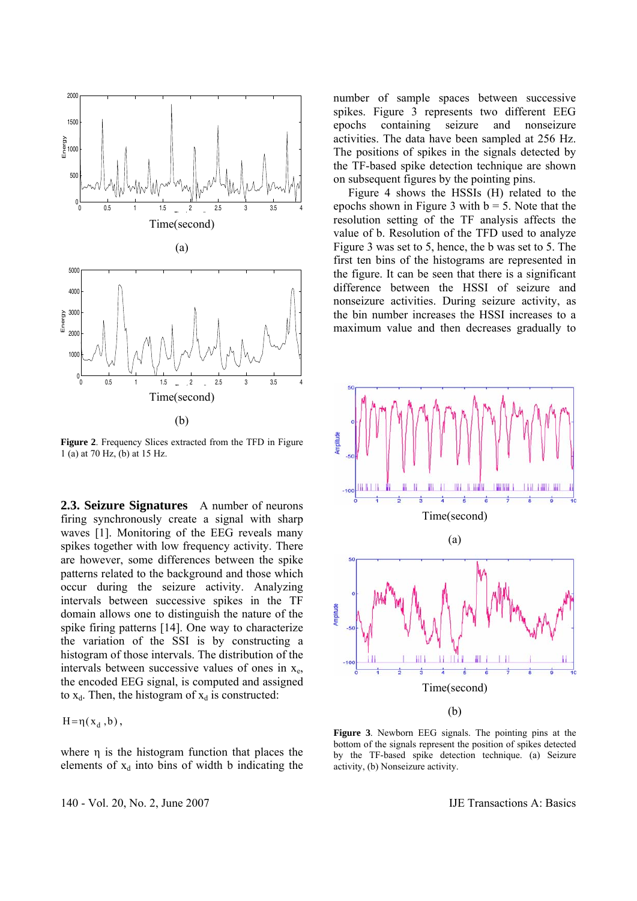**Figure 2**. Frequency Slices extracted from the TFD in Figure 1 (a) at 70 Hz, (b) at 15 Hz.

### 2.3. Seizure Signatures

A number of neurons firing synchronously create a signal with sharp waves [1]. Monitoring of the EEG reveals many spikes together with low frequency activity. There are however, some differences between the spike patterns related to the background and those which occur during the seizure activity. Analyzing intervals between successive spikes in the TF domain allows one to distinguish the nature of the spike firing patterns [14]. One way to characterize the variation of the SSI is by constructing a histogram of those intervals. The distribution of the intervals between successive values of ones in $x_e$, the encoded EEG signal, is computed and assigned to $x_d$. Then, the histogram of $x_d$ is constructed:

$$H = \eta(x_d, b),$$

where $\eta$ is the histogram function that places the elements of $x_d$ into bins of width b indicating the number of sample spaces between successive spikes. Figure 3 represents two different EEG epochs containing seizure and nonseizure activities. The data have been sampled at 256 Hz. The positions of spikes in the signals detected by the TF-based spike detection technique are shown on subsequent figures by the pointing pins.

Figure 4 shows the HSSIs (H) related to the epochs shown in Figure 3 with b = 5. Note that the resolution setting of the TF analysis affects the value of b. Resolution of the TFD used to analyze Figure 3 was set to 5, hence, the b was set to 5. The first ten bins of the histograms are represented in the figure. It can be seen that there is a significant difference between the HSSI of seizure and nonseizure activities. During seizure activity, as the bin number increases the HSSI increases to a maximum value and then decreases gradually to

**Figure 3**. Newborn EEG signals. The pointing pins at the bottom of the signals represent the position of spikes detected by the TF-based spike detection technique. (a) Seizure activity, (b) Nonseizure activity.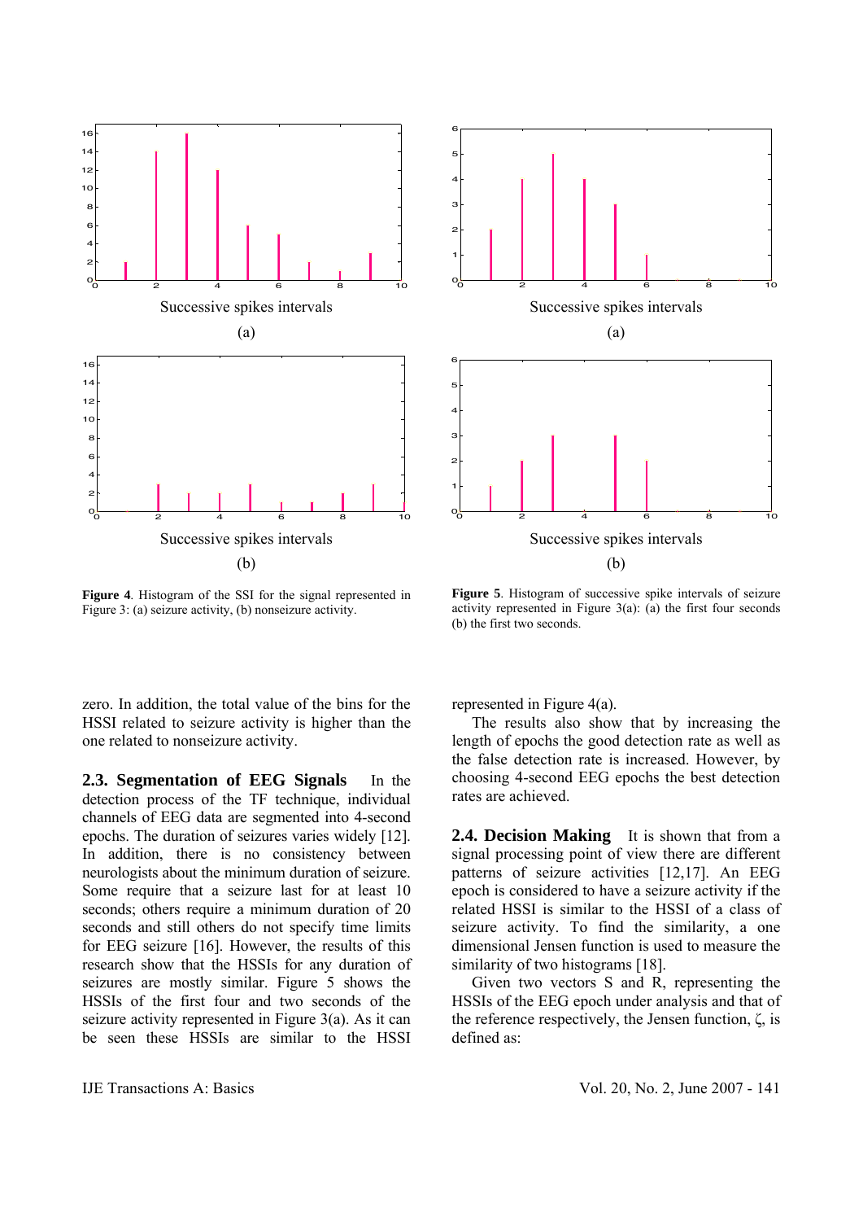Successive spikes intervals

(a)

Successive spikes intervals

(b)

**Figure 4**. Histogram of the SSI for the signal represented in Figure 3: (a) seizure activity, (b) nonseizure activity.

Successive spikes intervals

(a)

Successive spikes intervals

(b)

**Figure 5**. Histogram of successive spike intervals of seizure activity represented in Figure 3(a): (a) the first four seconds (b) the first two seconds.

zero. In addition, the total value of the bins for the HSSI related to seizure activity is higher than the one related to nonseizure activity.

**2.3. Segmentation of EEG Signals** In the detection process of the TF technique, individual channels of EEG data are segmented into 4-second epochs. The duration of seizures varies widely [12]. In addition, there is no consistency between neurologists about the minimum duration of seizure. Some require that a seizure last for at least 10 seconds; others require a minimum duration of 20 seconds and still others do not specify time limits for EEG seizure [16]. However, the results of this research show that the HSSIs for any duration of seizures are mostly similar. Figure 5 shows the HSSIs of the first four and two seconds of the seizure activity represented in Figure 3(a). As it can be seen these HSSIs are similar to the HSSI represented in Figure 4(a).

The results also show that by increasing the length of epochs the good detection rate as well as the false detection rate is increased. However, by choosing 4-second EEG epochs the best detection rates are achieved.

**2.4. Decision Making** It is shown that from a signal processing point of view there are different patterns of seizure activities [12,17]. An EEG epoch is considered to have a seizure activity if the related HSSI is similar to the HSSI of a class of seizure activity. To find the similarity, a one dimensional Jensen function is used to measure the similarity of two histograms [18].

Given two vectors S and R, representing the HSSIs of the EEG epoch under analysis and that of the reference respectively, the Jensen function, $\zeta$, is defined as: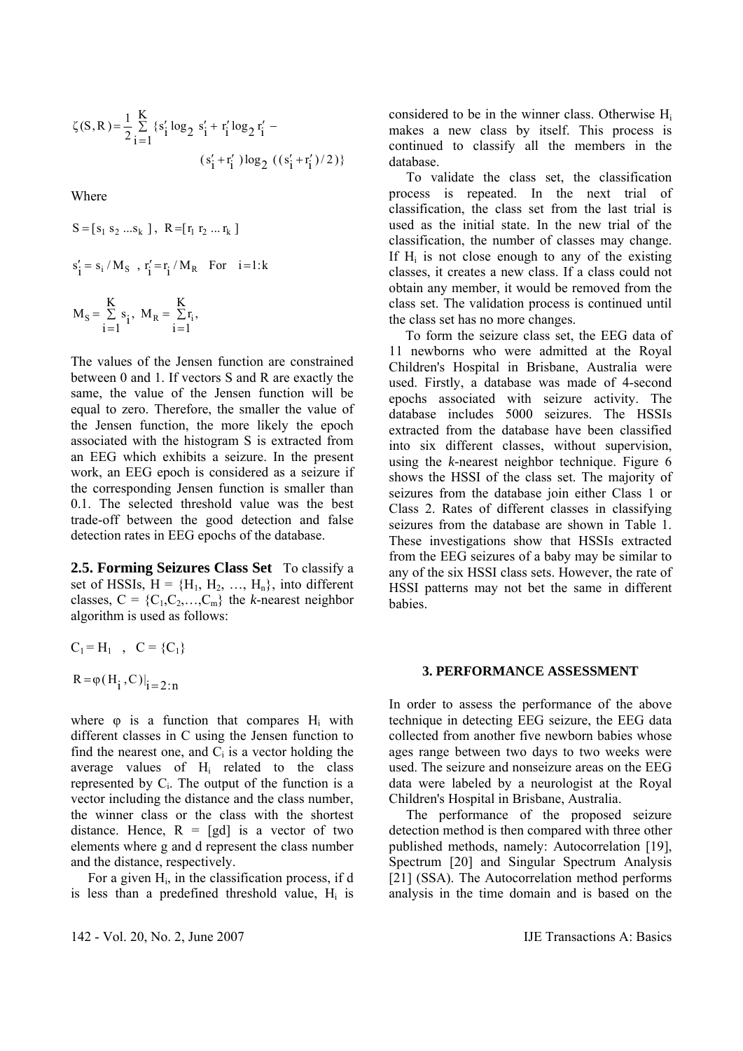$$\zeta(S,R) = \frac{1}{2}\sum_{i=1}^{K}\{s'_i \log_2 s'_i + r'_i \log_2 r'_i - (s'_i + r'_i)\log_2((s'_i + r'_i)/2)\}$$

Where

$$S = [s_1\ s_2\ ...s_k\ ],\ R = [r_1\ r_2\ ...\ r_k\ ]$$

$$s'_i = s_i / M_S\ ,\ r'_i = r_i / M_R \quad \text{For} \quad i = 1:k$$

$$M_S = \sum_{i=1}^{K} s_i,\ M_R = \sum_{i=1}^{K} r_i,$$

The values of the Jensen function are constrained between 0 and 1. If vectors S and R are exactly the same, the value of the Jensen function will be equal to zero. Therefore, the smaller the value of the Jensen function, the more likely the epoch associated with the histogram S is extracted from an EEG which exhibits a seizure. In the present work, an EEG epoch is considered as a seizure if the corresponding Jensen function is smaller than 0.1. The selected threshold value was the best trade-off between the good detection and false detection rates in EEG epochs of the database.

**2.5. Forming Seizures Class Set** To classify a set of HSSIs, $H = \{H_1, H_2, \ldots, H_n\}$, into different classes, $C = \{C_1, C_2, \ldots, C_m\}$ the *k*-nearest neighbor algorithm is used as follows:

$$C_1 = H_1 \quad , \quad C = \{C_1\}$$

$$R = \varphi(H_i, C)|_{i=2:n}$$

where φ is a function that compares $H_i$ with different classes in C using the Jensen function to find the nearest one, and $C_i$ is a vector holding the average values of $H_i$ related to the class represented by $C_i$. The output of the function is a vector including the distance and the class number, the winner class or the class with the shortest distance. Hence, R = [gd] is a vector of two elements where g and d represent the class number and the distance, respectively.

For a given $H_i$, in the classification process, if d is less than a predefined threshold value, $H_i$ is considered to be in the winner class. Otherwise $H_i$ makes a new class by itself. This process is continued to classify all the members in the database.

To validate the class set, the classification process is repeated. In the next trial of classification, the class set from the last trial is used as the initial state. In the new trial of the classification, the number of classes may change. If $H_i$ is not close enough to any of the existing classes, it creates a new class. If a class could not obtain any member, it would be removed from the class set. The validation process is continued until the class set has no more changes.

To form the seizure class set, the EEG data of 11 newborns who were admitted at the Royal Children's Hospital in Brisbane, Australia were used. Firstly, a database was made of 4-second epochs associated with seizure activity. The database includes 5000 seizures. The HSSIs extracted from the database have been classified into six different classes, without supervision, using the *k*-nearest neighbor technique. Figure 6 shows the HSSI of the class set. The majority of seizures from the database join either Class 1 or Class 2. Rates of different classes in classifying seizures from the database are shown in Table 1. These investigations show that HSSIs extracted from the EEG seizures of a baby may be similar to any of the six HSSI class sets. However, the rate of HSSI patterns may not bet the same in different babies.

## 3. PERFORMANCE ASSESSMENT

In order to assess the performance of the above technique in detecting EEG seizure, the EEG data collected from another five newborn babies whose ages range between two days to two weeks were used. The seizure and nonseizure areas on the EEG data were labeled by a neurologist at the Royal Children's Hospital in Brisbane, Australia.

The performance of the proposed seizure detection method is then compared with three other published methods, namely: Autocorrelation [19], Spectrum [20] and Singular Spectrum Analysis [21] (SSA). The Autocorrelation method performs analysis in the time domain and is based on the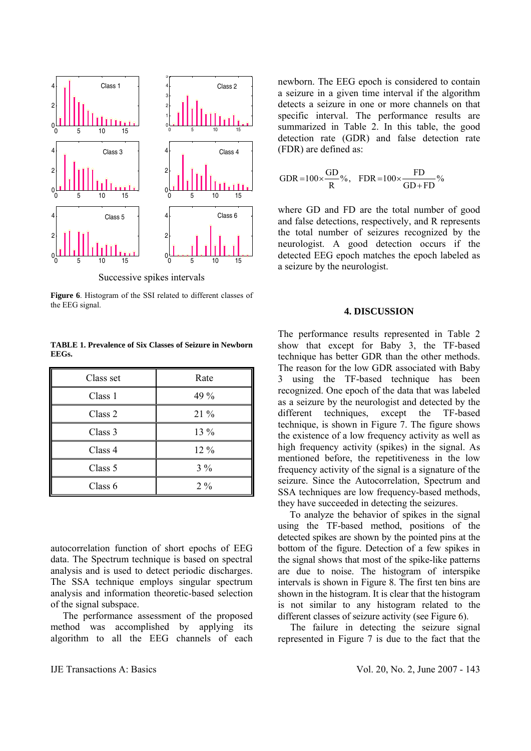Successive spikes intervals

**Figure 6**. Histogram of the SSI related to different classes of the EEG signal.

**TABLE 1. Prevalence of Six Classes of Seizure in Newborn EEGs.**

| Class set | Rate |
|---|---|
| Class 1 | 49 % |
| Class 2 | 21 % |
| Class 3 | 13 % |
| Class 4 | 12 % |
| Class 5 | 3 % |
| Class 6 | 2 % |

autocorrelation function of short epochs of EEG data. The Spectrum technique is based on spectral analysis and is used to detect periodic discharges. The SSA technique employs singular spectrum analysis and information theoretic-based selection of the signal subspace.

The performance assessment of the proposed method was accomplished by applying its algorithm to all the EEG channels of each newborn. The EEG epoch is considered to contain a seizure in a given time interval if the algorithm detects a seizure in one or more channels on that specific interval. The performance results are summarized in Table 2. In this table, the good detection rate (GDR) and false detection rate (FDR) are defined as:

$$\mathrm{GDR} = 100 \times \frac{\mathrm{GD}}{\mathrm{R}}\%, \quad \mathrm{FDR} = 100 \times \frac{\mathrm{FD}}{\mathrm{GD}+\mathrm{FD}}\%$$

where GD and FD are the total number of good and false detections, respectively, and R represents the total number of seizures recognized by the neurologist. A good detection occurs if the detected EEG epoch matches the epoch labeled as a seizure by the neurologist.

## 4. DISCUSSION

The performance results represented in Table 2 show that except for Baby 3, the TF-based technique has better GDR than the other methods. The reason for the low GDR associated with Baby 3 using the TF-based technique has been recognized. One epoch of the data that was labeled as a seizure by the neurologist and detected by the different techniques, except the TF-based technique, is shown in Figure 7. The figure shows the existence of a low frequency activity as well as high frequency activity (spikes) in the signal. As mentioned before, the repetitiveness in the low frequency activity of the signal is a signature of the seizure. Since the Autocorrelation, Spectrum and SSA techniques are low frequency-based methods, they have succeeded in detecting the seizures.

To analyze the behavior of spikes in the signal using the TF-based method, positions of the detected spikes are shown by the pointed pins at the bottom of the figure. Detection of a few spikes in the signal shows that most of the spike-like patterns are due to noise. The histogram of interspike intervals is shown in Figure 8. The first ten bins are shown in the histogram. It is clear that the histogram is not similar to any histogram related to the different classes of seizure activity (see Figure 6).

The failure in detecting the seizure signal represented in Figure 7 is due to the fact that the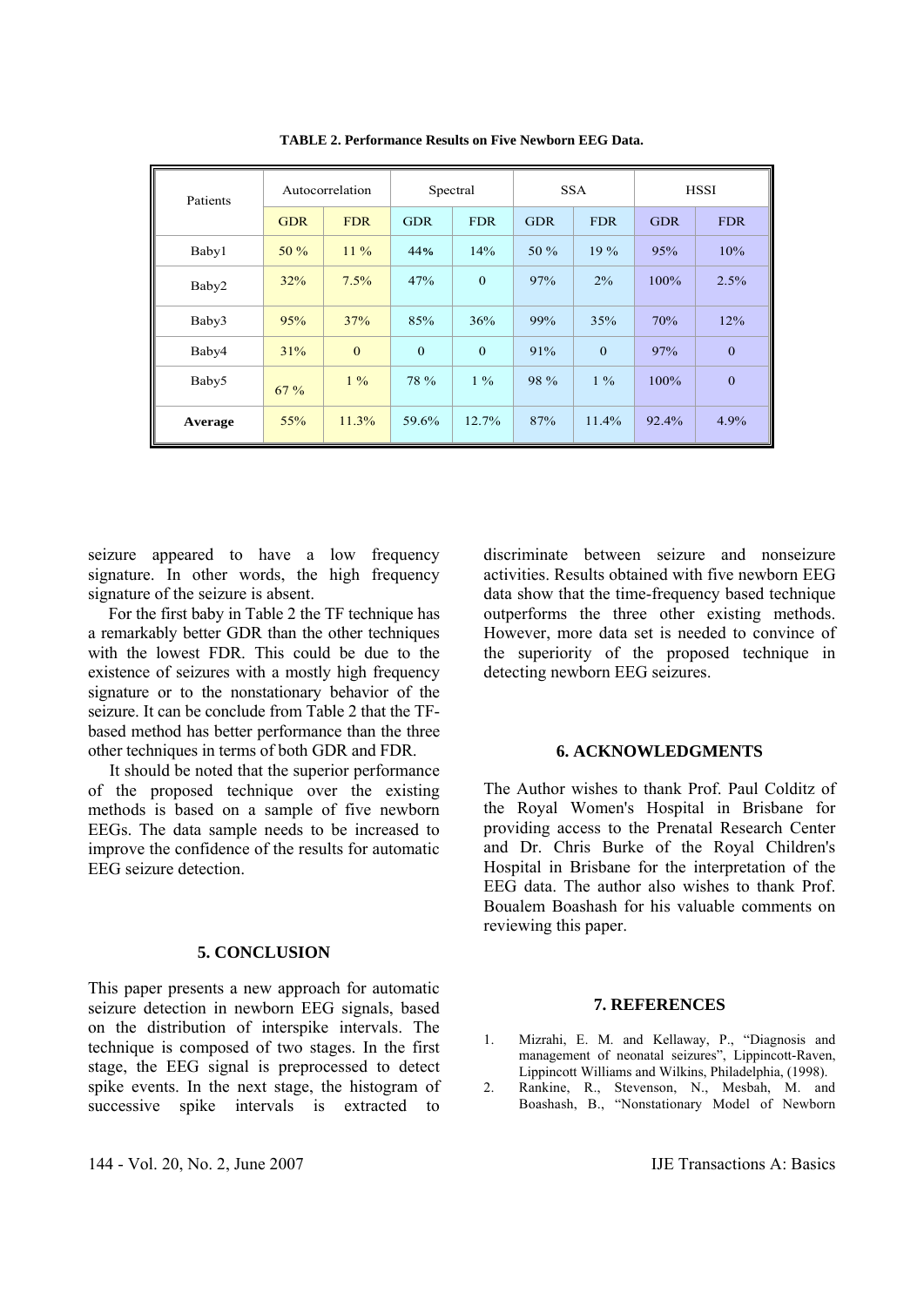**TABLE 2. Performance Results on Five Newborn EEG Data.**

| Patients | Autocorrelation | | Spectral | | SSA | | HSSI | |
|---|---|---|---|---|---|---|---|---|
| | GDR | FDR | GDR | FDR | GDR | FDR | GDR | FDR |
| Baby1 | 50 % | 11 % | 44% | 14% | 50 % | 19 % | 95% | 10% |
| Baby2 | 32% | 7.5% | 47% | 0 | 97% | 2% | 100% | 2.5% |
| Baby3 | 95% | 37% | 85% | 36% | 99% | 35% | 70% | 12% |
| Baby4 | 31% | 0 | 0 | 0 | 91% | 0 | 97% | 0 |
| Baby5 | 67 % | 1 % | 78 % | 1 % | 98 % | 1 % | 100% | 0 |
| **Average** | 55% | 11.3% | 59.6% | 12.7% | 87% | 11.4% | 92.4% | 4.9% |

seizure appeared to have a low frequency signature. In other words, the high frequency signature of the seizure is absent.

For the first baby in Table 2 the TF technique has a remarkably better GDR than the other techniques with the lowest FDR. This could be due to the existence of seizures with a mostly high frequency signature or to the nonstationary behavior of the seizure. It can be conclude from Table 2 that the TF-based method has better performance than the three other techniques in terms of both GDR and FDR.

It should be noted that the superior performance of the proposed technique over the existing methods is based on a sample of five newborn EEGs. The data sample needs to be increased to improve the confidence of the results for automatic EEG seizure detection.

## 5. CONCLUSION

This paper presents a new approach for automatic seizure detection in newborn EEG signals, based on the distribution of interspike intervals. The technique is composed of two stages. In the first stage, the EEG signal is preprocessed to detect spike events. In the next stage, the histogram of successive spike intervals is extracted to discriminate between seizure and nonseizure activities. Results obtained with five newborn EEG data show that the time-frequency based technique outperforms the three other existing methods. However, more data set is needed to convince of the superiority of the proposed technique in detecting newborn EEG seizures.

## 6. ACKNOWLEDGMENTS

The Author wishes to thank Prof. Paul Colditz of the Royal Women's Hospital in Brisbane for providing access to the Prenatal Research Center and Dr. Chris Burke of the Royal Children's Hospital in Brisbane for the interpretation of the EEG data. The author also wishes to thank Prof. Boualem Boashash for his valuable comments on reviewing this paper.

## 7. REFERENCES

1. Mizrahi, E. M. and Kellaway, P., "Diagnosis and management of neonatal seizures", Lippincott-Raven, Lippincott Williams and Wilkins, Philadelphia, (1998).
2. Rankine, R., Stevenson, N., Mesbah, M. and Boashash, B., "Nonstationary Model of Newborn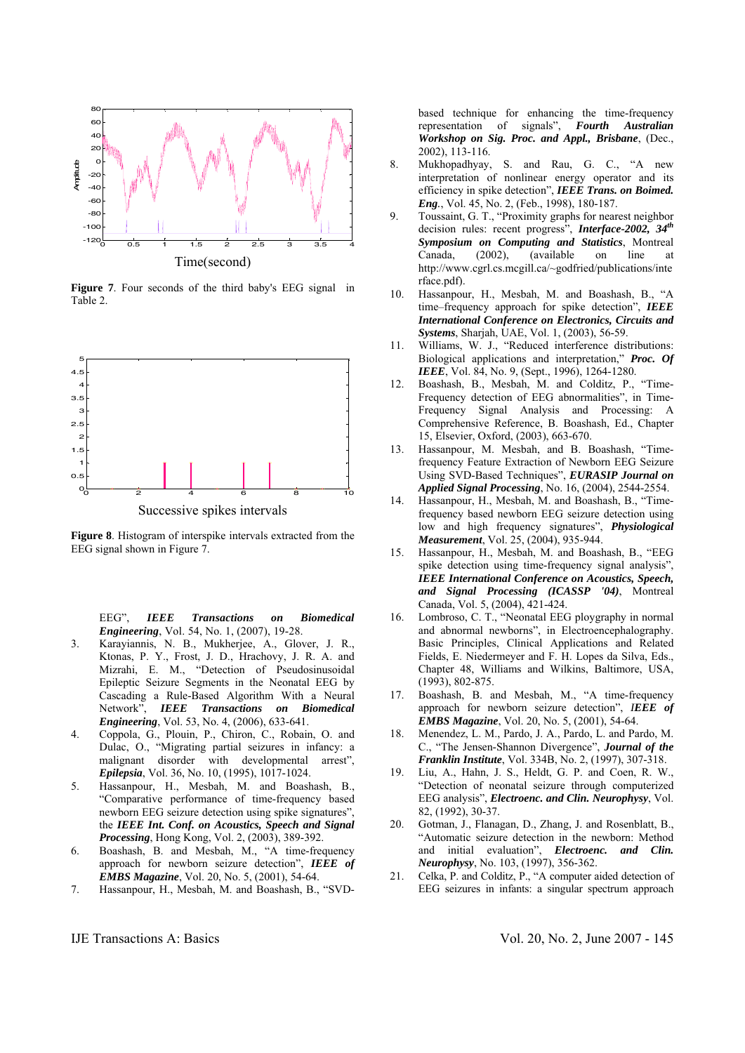Figure 7. Four seconds of the third baby's EEG signal in Table 2.

Figure 8. Histogram of interspike intervals extracted from the EEG signal shown in Figure 7.

EEG", ***IEEE Transactions on Biomedical Engineering***, Vol. 54, No. 1, (2007), 19-28.

3. Karayiannis, N. B., Mukherjee, A., Glover, J. R., Ktonas, P. Y., Frost, J. D., Hrachovy, J. R. A. and Mizrahi, E. M., "Detection of Pseudosinusoidal Epileptic Seizure Segments in the Neonatal EEG by Cascading a Rule-Based Algorithm With a Neural Network", ***IEEE Transactions on Biomedical Engineering***, Vol. 53, No. 4, (2006), 633-641.
4. Coppola, G., Plouin, P., Chiron, C., Robain, O. and Dulac, O., "Migrating partial seizures in infancy: a malignant disorder with developmental arrest", ***Epilepsia***, Vol. 36, No. 10, (1995), 1017-1024.
5. Hassanpour, H., Mesbah, M. and Boashash, B., "Comparative performance of time-frequency based newborn EEG seizure detection using spike signatures", the ***IEEE Int. Conf. on Acoustics, Speech and Signal Processing***, Hong Kong, Vol. 2, (2003), 389-392.
6. Boashash, B. and Mesbah, M., "A time-frequency approach for newborn seizure detection", ***IEEE of EMBS Magazine***, Vol. 20, No. 5, (2001), 54-64.
7. Hassanpour, H., Mesbah, M. and Boashash, B., "SVD-based technique for enhancing the time-frequency representation of signals", ***Fourth Australian Workshop on Sig. Proc. and Appl., Brisbane***, (Dec., 2002), 113-116.
8. Mukhopadhyay, S. and Rau, G. C., "A new interpretation of nonlinear energy operator and its efficiency in spike detection", ***IEEE Trans. on Boimed. Eng.***, Vol. 45, No. 2, (Feb., 1998), 180-187.
9. Toussaint, G. T., "Proximity graphs for nearest neighbor decision rules: recent progress", ***Interface-2002, 34th Symposium on Computing and Statistics***, Montreal Canada, (2002), (available on line at http://www.cgrl.cs.mcgill.ca/~godfried/publications/interface.pdf).
10. Hassanpour, H., Mesbah, M. and Boashash, B., "A time–frequency approach for spike detection", ***IEEE International Conference on Electronics, Circuits and Systems***, Sharjah, UAE, Vol. 1, (2003), 56-59.
11. Williams, W. J., "Reduced interference distributions: Biological applications and interpretation," ***Proc. Of IEEE***, Vol. 84, No. 9, (Sept., 1996), 1264-1280.
12. Boashash, B., Mesbah, M. and Colditz, P., "Time-Frequency detection of EEG abnormalities", in Time-Frequency Signal Analysis and Processing: A Comprehensive Reference, B. Boashash, Ed., Chapter 15, Elsevier, Oxford, (2003), 663-670.
13. Hassanpour, M. Mesbah, and B. Boashash, "Time-frequency Feature Extraction of Newborn EEG Seizure Using SVD-Based Techniques", ***EURASIP Journal on Applied Signal Processing***, No. 16, (2004), 2544-2554.
14. Hassanpour, H., Mesbah, M. and Boashash, B., "Time-frequency based newborn EEG seizure detection using low and high frequency signatures", ***Physiological Measurement***, Vol. 25, (2004), 935-944.
15. Hassanpour, H., Mesbah, M. and Boashash, B., "EEG spike detection using time-frequency signal analysis", ***IEEE International Conference on Acoustics, Speech, and Signal Processing (ICASSP '04)***, Montreal Canada, Vol. 5, (2004), 421-424.
16. Lombroso, C. T., "Neonatal EEG ploygraphy in normal and abnormal newborns", in Electroencephalography. Basic Principles, Clinical Applications and Related Fields, E. Niedermeyer and F. H. Lopes da Silva, Eds., Chapter 48, Williams and Wilkins, Baltimore, USA, (1993), 802-875.
17. Boashash, B. and Mesbah, M., "A time-frequency approach for newborn seizure detection", ***IEEE of EMBS Magazine***, Vol. 20, No. 5, (2001), 54-64.
18. Menendez, L. M., Pardo, J. A., Pardo, L. and Pardo, M. C., "The Jensen-Shannon Divergence", ***Journal of the Franklin Institute***, Vol. 334B, No. 2, (1997), 307-318.
19. Liu, A., Hahn, J. S., Heldt, G. P. and Coen, R. W., "Detection of neonatal seizure through computerized EEG analysis", ***Electroenc. and Clin. Neurophysy***, Vol. 82, (1992), 30-37.
20. Gotman, J., Flanagan, D., Zhang, J. and Rosenblatt, B., "Automatic seizure detection in the newborn: Method and initial evaluation", ***Electroenc. and Clin. Neurophysy***, No. 103, (1997), 356-362.
21. Celka, P. and Colditz, P., "A computer aided detection of EEG seizures in infants: a singular spectrum approach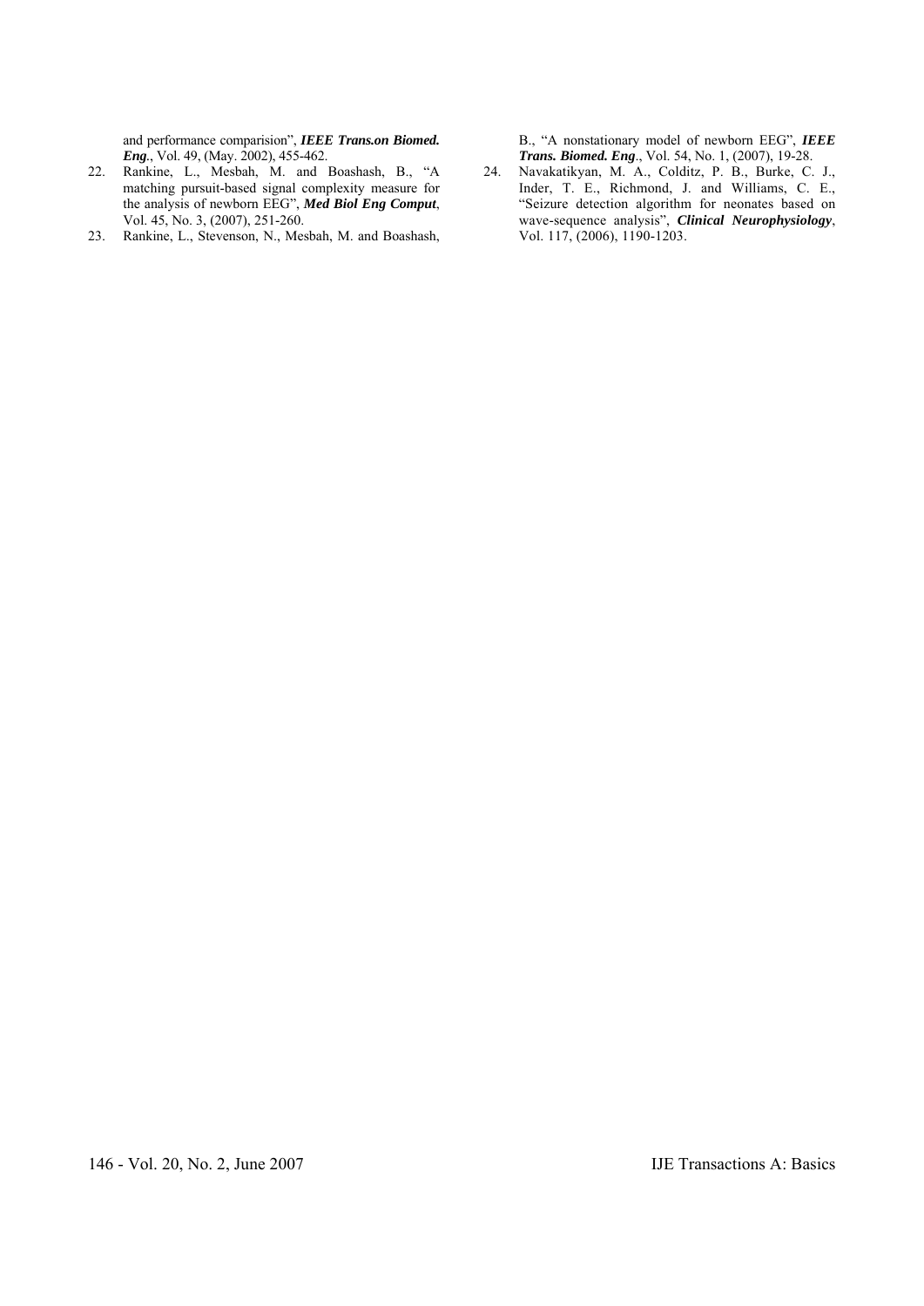and performance comparision", ***IEEE Trans.on Biomed. Eng.***, Vol. 49, (May. 2002), 455-462.

22. Rankine, L., Mesbah, M. and Boashash, B., "A matching pursuit-based signal complexity measure for the analysis of newborn EEG", ***Med Biol Eng Comput***, Vol. 45, No. 3, (2007), 251-260.
23. Rankine, L., Stevenson, N., Mesbah, M. and Boashash, B., "A nonstationary model of newborn EEG", ***IEEE Trans. Biomed. Eng***., Vol. 54, No. 1, (2007), 19-28.
24. Navakatikyan, M. A., Colditz, P. B., Burke, C. J., Inder, T. E., Richmond, J. and Williams, C. E., "Seizure detection algorithm for neonates based on wave-sequence analysis", ***Clinical Neurophysiology***, Vol. 117, (2006), 1190-1203.